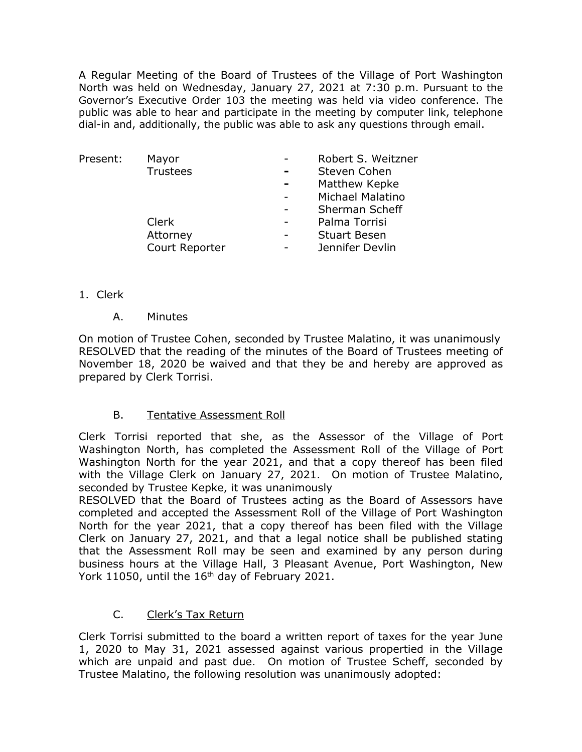A Regular Meeting of the Board of Trustees of the Village of Port Washington North was held on Wednesday, January 27, 2021 at 7:30 p.m. Pursuant to the Governor's Executive Order 103 the meeting was held via video conference. The public was able to hear and participate in the meeting by computer link, telephone dial-in and, additionally, the public was able to ask any questions through email.

| Present: | Mayor | - | Robert S. Weitzner |
|---|---|---|---|
| | Trustees | - | Steven Cohen |
| | | - | Matthew Kepke |
| | | - | Michael Malatino |
| | | - | Sherman Scheff |
| | Clerk | - | Palma Torrisi |
| | Attorney | - | Stuart Besen |
| | Court Reporter | - | Jennifer Devlin |

1. Clerk

   A. Minutes

On motion of Trustee Cohen, seconded by Trustee Malatino, it was unanimously RESOLVED that the reading of the minutes of the Board of Trustees meeting of November 18, 2020 be waived and that they be and hereby are approved as prepared by Clerk Torrisi.

   B. Tentative Assessment Roll

Clerk Torrisi reported that she, as the Assessor of the Village of Port Washington North, has completed the Assessment Roll of the Village of Port Washington North for the year 2021, and that a copy thereof has been filed with the Village Clerk on January 27, 2021. On motion of Trustee Malatino, seconded by Trustee Kepke, it was unanimously
RESOLVED that the Board of Trustees acting as the Board of Assessors have completed and accepted the Assessment Roll of the Village of Port Washington North for the year 2021, that a copy thereof has been filed with the Village Clerk on January 27, 2021, and that a legal notice shall be published stating that the Assessment Roll may be seen and examined by any person during business hours at the Village Hall, 3 Pleasant Avenue, Port Washington, New York 11050, until the 16th day of February 2021.

   C. Clerk's Tax Return

Clerk Torrisi submitted to the board a written report of taxes for the year June 1, 2020 to May 31, 2021 assessed against various propertied in the Village which are unpaid and past due. On motion of Trustee Scheff, seconded by Trustee Malatino, the following resolution was unanimously adopted: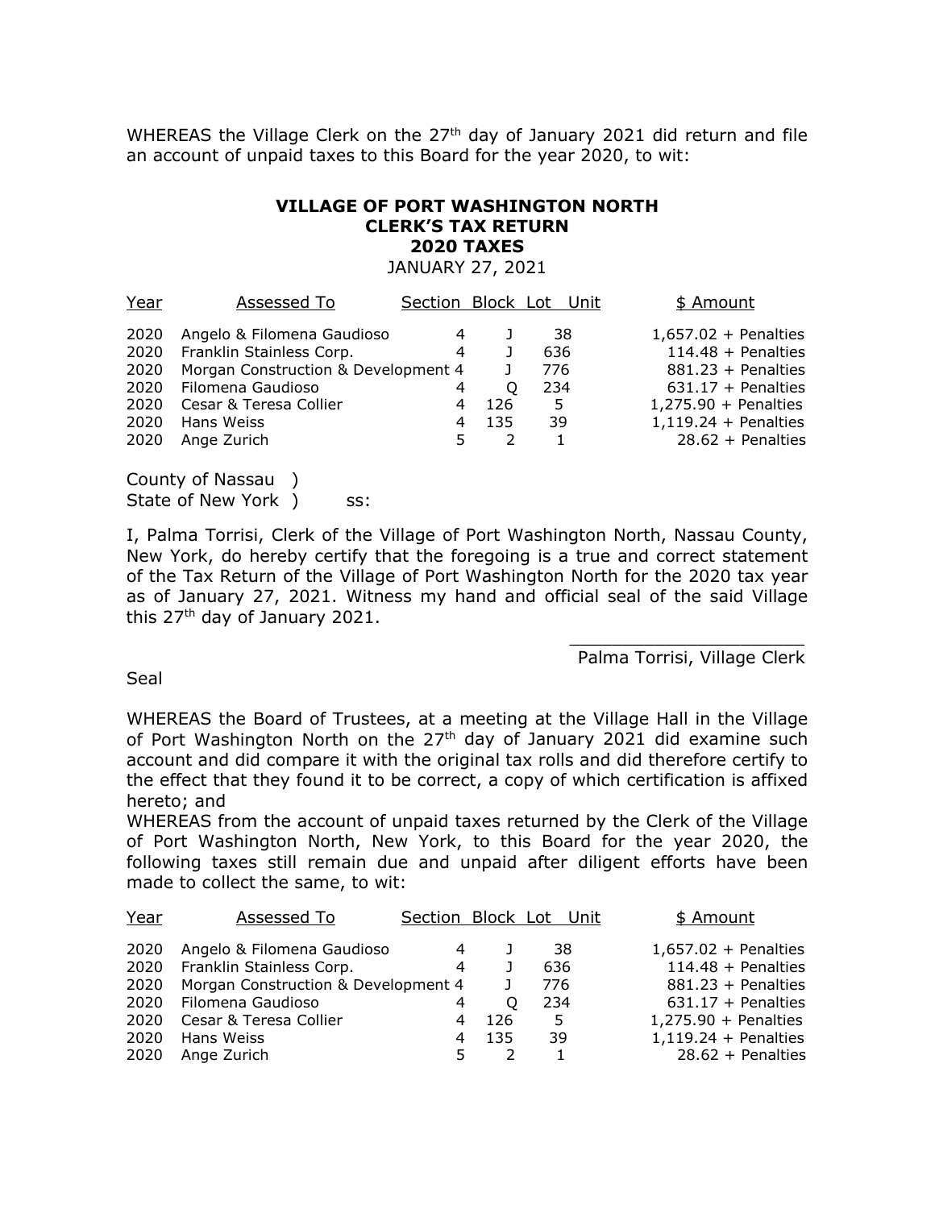WHEREAS the Village Clerk on the 27th day of January 2021 did return and file an account of unpaid taxes to this Board for the year 2020, to wit:

**VILLAGE OF PORT WASHINGTON NORTH**
**CLERK'S TAX RETURN**
**2020 TAXES**
JANUARY 27, 2021

| Year | Assessed To | Section | Block | Lot | Unit | $ Amount |
|---|---|---|---|---|---|---|
| 2020 | Angelo & Filomena Gaudioso | 4 | J | 38 | | 1,657.02 + Penalties |
| 2020 | Franklin Stainless Corp. | 4 | J | 636 | | 114.48 + Penalties |
| 2020 | Morgan Construction & Development | 4 | J | 776 | | 881.23 + Penalties |
| 2020 | Filomena Gaudioso | 4 | Q | 234 | | 631.17 + Penalties |
| 2020 | Cesar & Teresa Collier | 4 | 126 | 5 | | 1,275.90 + Penalties |
| 2020 | Hans Weiss | 4 | 135 | 39 | | 1,119.24 + Penalties |
| 2020 | Ange Zurich | 5 | 2 | 1 | | 28.62 + Penalties |

County of Nassau )
State of New York ) ss:

I, Palma Torrisi, Clerk of the Village of Port Washington North, Nassau County, New York, do hereby certify that the foregoing is a true and correct statement of the Tax Return of the Village of Port Washington North for the 2020 tax year as of January 27, 2021. Witness my hand and official seal of the said Village this 27th day of January 2021.

\_\_\_\_\_\_\_\_\_\_\_\_\_\_\_\_\_\_\_\_\_\_
Palma Torrisi, Village Clerk

Seal

WHEREAS the Board of Trustees, at a meeting at the Village Hall in the Village of Port Washington North on the 27th day of January 2021 did examine such account and did compare it with the original tax rolls and did therefore certify to the effect that they found it to be correct, a copy of which certification is affixed hereto; and

WHEREAS from the account of unpaid taxes returned by the Clerk of the Village of Port Washington North, New York, to this Board for the year 2020, the following taxes still remain due and unpaid after diligent efforts have been made to collect the same, to wit:

| Year | Assessed To | Section | Block | Lot | Unit | $ Amount |
|---|---|---|---|---|---|---|
| 2020 | Angelo & Filomena Gaudioso | 4 | J | 38 | | 1,657.02 + Penalties |
| 2020 | Franklin Stainless Corp. | 4 | J | 636 | | 114.48 + Penalties |
| 2020 | Morgan Construction & Development | 4 | J | 776 | | 881.23 + Penalties |
| 2020 | Filomena Gaudioso | 4 | Q | 234 | | 631.17 + Penalties |
| 2020 | Cesar & Teresa Collier | 4 | 126 | 5 | | 1,275.90 + Penalties |
| 2020 | Hans Weiss | 4 | 135 | 39 | | 1,119.24 + Penalties |
| 2020 | Ange Zurich | 5 | 2 | 1 | | 28.62 + Penalties |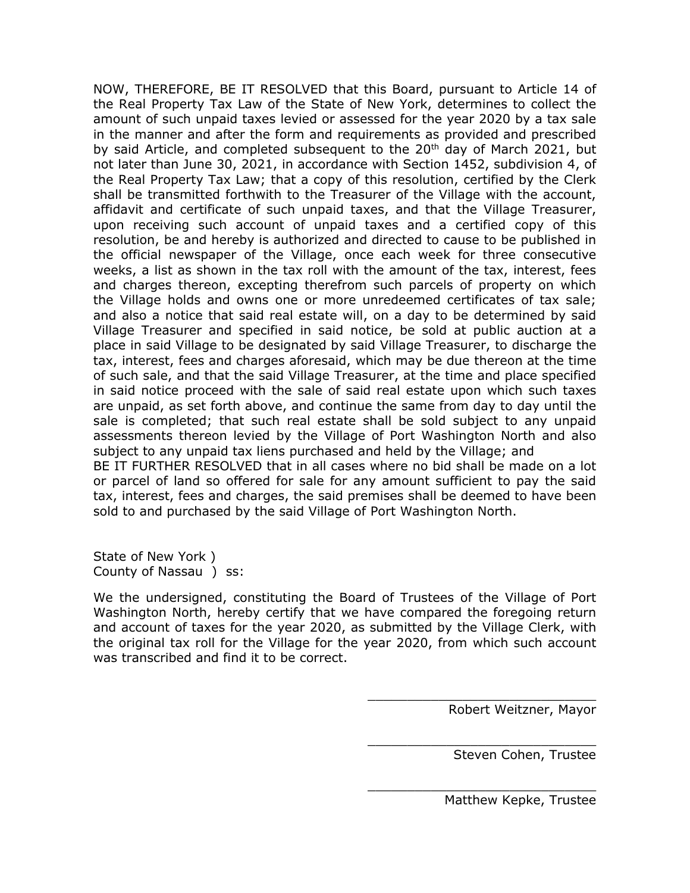NOW, THEREFORE, BE IT RESOLVED that this Board, pursuant to Article 14 of the Real Property Tax Law of the State of New York, determines to collect the amount of such unpaid taxes levied or assessed for the year 2020 by a tax sale in the manner and after the form and requirements as provided and prescribed by said Article, and completed subsequent to the 20th day of March 2021, but not later than June 30, 2021, in accordance with Section 1452, subdivision 4, of the Real Property Tax Law; that a copy of this resolution, certified by the Clerk shall be transmitted forthwith to the Treasurer of the Village with the account, affidavit and certificate of such unpaid taxes, and that the Village Treasurer, upon receiving such account of unpaid taxes and a certified copy of this resolution, be and hereby is authorized and directed to cause to be published in the official newspaper of the Village, once each week for three consecutive weeks, a list as shown in the tax roll with the amount of the tax, interest, fees and charges thereon, excepting therefrom such parcels of property on which the Village holds and owns one or more unredeemed certificates of tax sale; and also a notice that said real estate will, on a day to be determined by said Village Treasurer and specified in said notice, be sold at public auction at a place in said Village to be designated by said Village Treasurer, to discharge the tax, interest, fees and charges aforesaid, which may be due thereon at the time of such sale, and that the said Village Treasurer, at the time and place specified in said notice proceed with the sale of said real estate upon which such taxes are unpaid, as set forth above, and continue the same from day to day until the sale is completed; that such real estate shall be sold subject to any unpaid assessments thereon levied by the Village of Port Washington North and also subject to any unpaid tax liens purchased and held by the Village; and
BE IT FURTHER RESOLVED that in all cases where no bid shall be made on a lot or parcel of land so offered for sale for any amount sufficient to pay the said tax, interest, fees and charges, the said premises shall be deemed to have been sold to and purchased by the said Village of Port Washington North.

State of New York )
County of Nassau ) ss:

We the undersigned, constituting the Board of Trustees of the Village of Port Washington North, hereby certify that we have compared the foregoing return and account of taxes for the year 2020, as submitted by the Village Clerk, with the original tax roll for the Village for the year 2020, from which such account was transcribed and find it to be correct.

______________________________
Robert Weitzner, Mayor

______________________________
Steven Cohen, Trustee

______________________________
Matthew Kepke, Trustee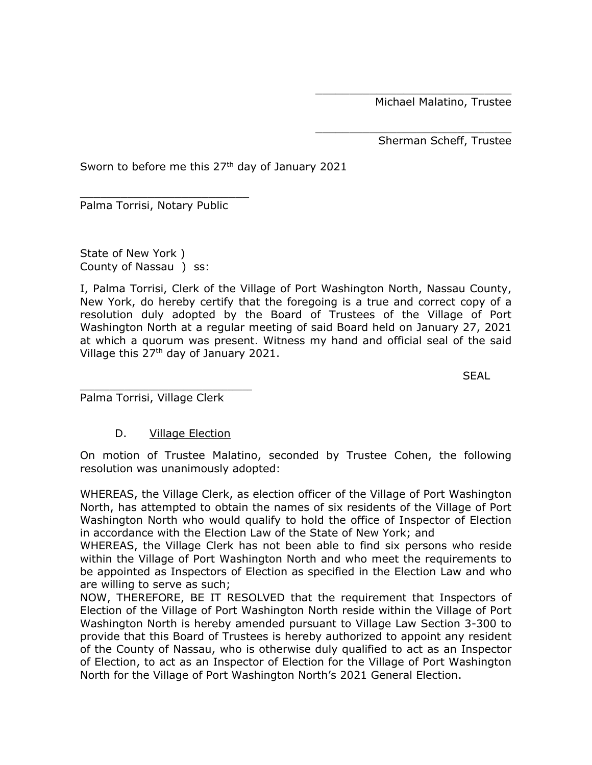\_\_\_\_\_\_\_\_\_\_\_\_\_\_\_\_\_\_\_\_\_\_\_\_\_\_\_\_\_\_
Michael Malatino, Trustee

\_\_\_\_\_\_\_\_\_\_\_\_\_\_\_\_\_\_\_\_\_\_\_\_\_\_\_\_\_\_
Sherman Scheff, Trustee

Sworn to before me this 27th day of January 2021

\_\_\_\_\_\_\_\_\_\_\_\_\_\_\_\_\_\_\_\_\_\_\_\_\_\_
Palma Torrisi, Notary Public

State of New York )
County of Nassau ) ss:

I, Palma Torrisi, Clerk of the Village of Port Washington North, Nassau County, New York, do hereby certify that the foregoing is a true and correct copy of a resolution duly adopted by the Board of Trustees of the Village of Port Washington North at a regular meeting of said Board held on January 27, 2021 at which a quorum was present. Witness my hand and official seal of the said Village this 27th day of January 2021.

SEAL

\_\_\_\_\_\_\_\_\_\_\_\_\_\_\_\_\_\_\_\_\_\_\_\_\_\_
Palma Torrisi, Village Clerk

D. Village Election

On motion of Trustee Malatino, seconded by Trustee Cohen, the following resolution was unanimously adopted:

WHEREAS, the Village Clerk, as election officer of the Village of Port Washington North, has attempted to obtain the names of six residents of the Village of Port Washington North who would qualify to hold the office of Inspector of Election in accordance with the Election Law of the State of New York; and
WHEREAS, the Village Clerk has not been able to find six persons who reside within the Village of Port Washington North and who meet the requirements to be appointed as Inspectors of Election as specified in the Election Law and who are willing to serve as such;
NOW, THEREFORE, BE IT RESOLVED that the requirement that Inspectors of Election of the Village of Port Washington North reside within the Village of Port Washington North is hereby amended pursuant to Village Law Section 3-300 to provide that this Board of Trustees is hereby authorized to appoint any resident of the County of Nassau, who is otherwise duly qualified to act as an Inspector of Election, to act as an Inspector of Election for the Village of Port Washington North for the Village of Port Washington North's 2021 General Election.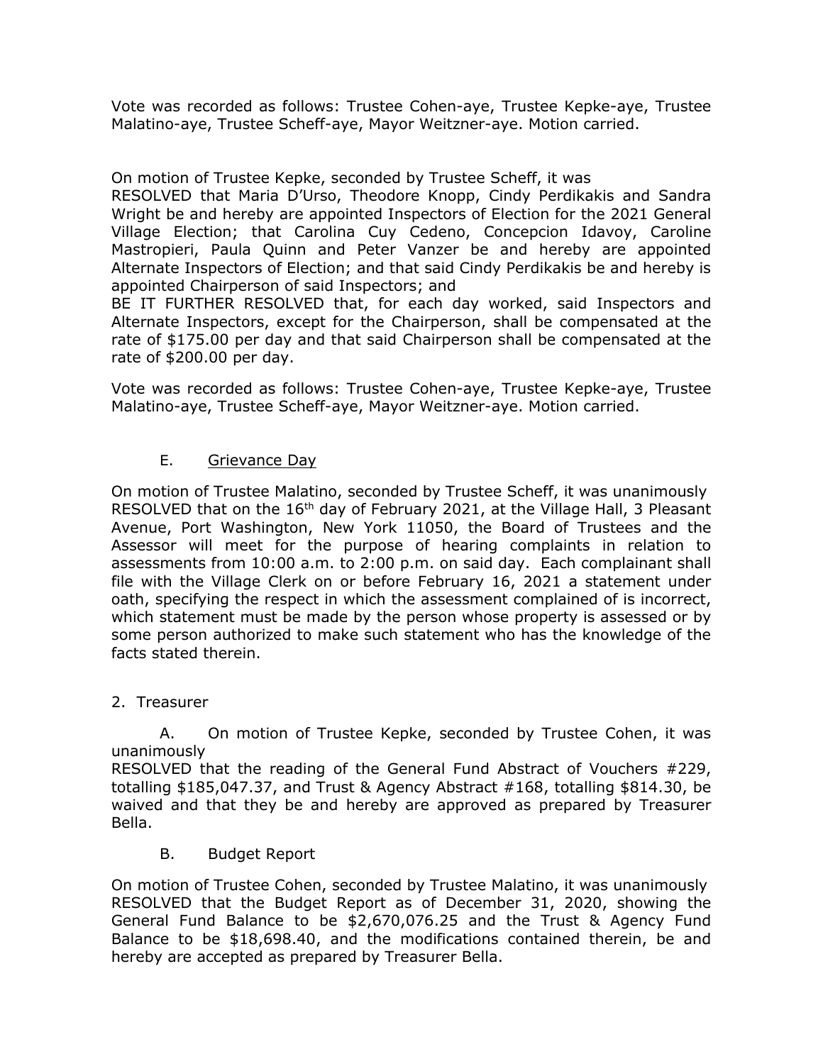Vote was recorded as follows: Trustee Cohen-aye, Trustee Kepke-aye, Trustee Malatino-aye, Trustee Scheff-aye, Mayor Weitzner-aye. Motion carried.

On motion of Trustee Kepke, seconded by Trustee Scheff, it was
RESOLVED that Maria D'Urso, Theodore Knopp, Cindy Perdikakis and Sandra Wright be and hereby are appointed Inspectors of Election for the 2021 General Village Election; that Carolina Cuy Cedeno, Concepcion Idavoy, Caroline Mastropieri, Paula Quinn and Peter Vanzer be and hereby are appointed Alternate Inspectors of Election; and that said Cindy Perdikakis be and hereby is appointed Chairperson of said Inspectors; and
BE IT FURTHER RESOLVED that, for each day worked, said Inspectors and Alternate Inspectors, except for the Chairperson, shall be compensated at the rate of $175.00 per day and that said Chairperson shall be compensated at the rate of $200.00 per day.

Vote was recorded as follows: Trustee Cohen-aye, Trustee Kepke-aye, Trustee Malatino-aye, Trustee Scheff-aye, Mayor Weitzner-aye. Motion carried.

E. Grievance Day

On motion of Trustee Malatino, seconded by Trustee Scheff, it was unanimously RESOLVED that on the 16th day of February 2021, at the Village Hall, 3 Pleasant Avenue, Port Washington, New York 11050, the Board of Trustees and the Assessor will meet for the purpose of hearing complaints in relation to assessments from 10:00 a.m. to 2:00 p.m. on said day. Each complainant shall file with the Village Clerk on or before February 16, 2021 a statement under oath, specifying the respect in which the assessment complained of is incorrect, which statement must be made by the person whose property is assessed or by some person authorized to make such statement who has the knowledge of the facts stated therein.

2. Treasurer

A. On motion of Trustee Kepke, seconded by Trustee Cohen, it was unanimously
RESOLVED that the reading of the General Fund Abstract of Vouchers #229, totalling $185,047.37, and Trust & Agency Abstract #168, totalling $814.30, be waived and that they be and hereby are approved as prepared by Treasurer Bella.

B. Budget Report

On motion of Trustee Cohen, seconded by Trustee Malatino, it was unanimously RESOLVED that the Budget Report as of December 31, 2020, showing the General Fund Balance to be $2,670,076.25 and the Trust & Agency Fund Balance to be $18,698.40, and the modifications contained therein, be and hereby are accepted as prepared by Treasurer Bella.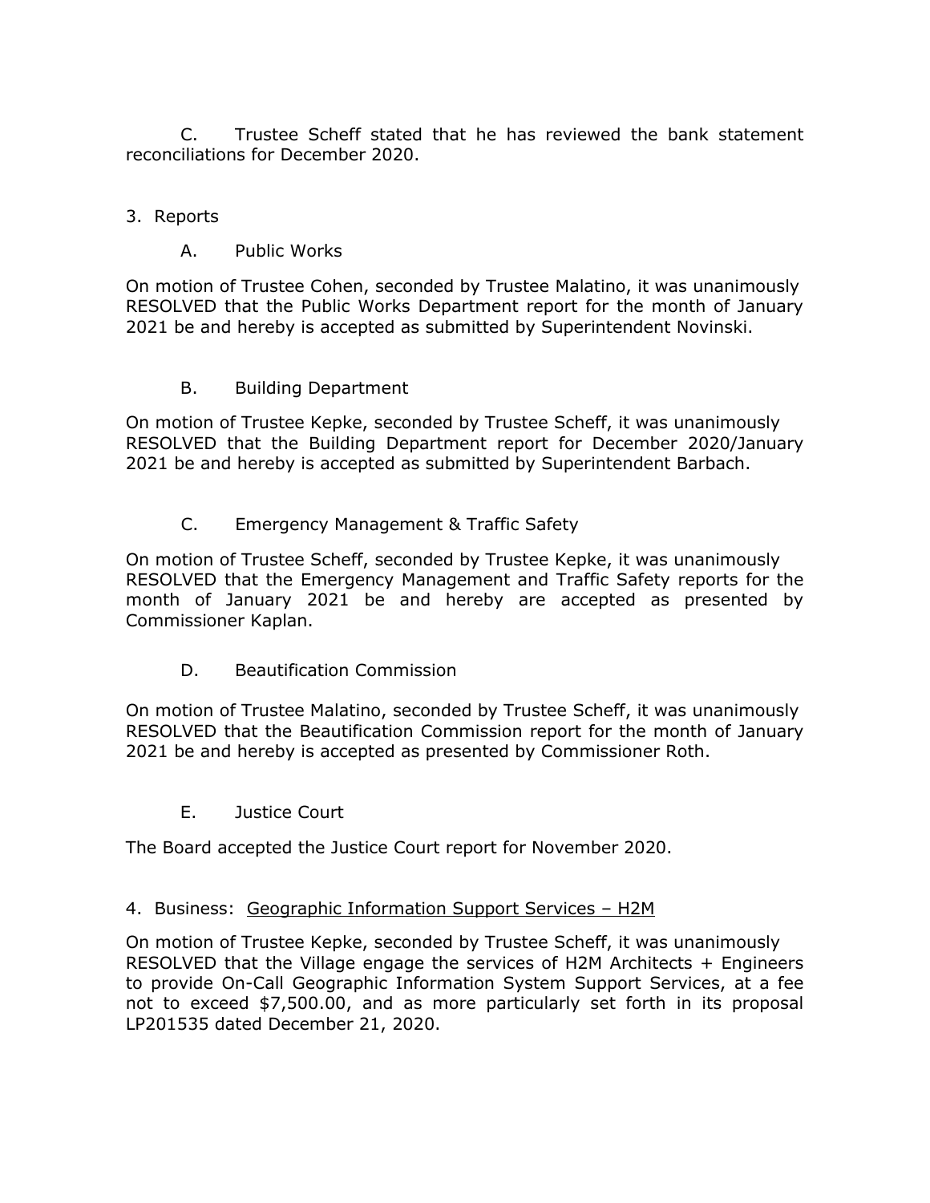C. Trustee Scheff stated that he has reviewed the bank statement reconciliations for December 2020.

3. Reports

A. Public Works

On motion of Trustee Cohen, seconded by Trustee Malatino, it was unanimously RESOLVED that the Public Works Department report for the month of January 2021 be and hereby is accepted as submitted by Superintendent Novinski.

B. Building Department

On motion of Trustee Kepke, seconded by Trustee Scheff, it was unanimously RESOLVED that the Building Department report for December 2020/January 2021 be and hereby is accepted as submitted by Superintendent Barbach.

C. Emergency Management & Traffic Safety

On motion of Trustee Scheff, seconded by Trustee Kepke, it was unanimously RESOLVED that the Emergency Management and Traffic Safety reports for the month of January 2021 be and hereby are accepted as presented by Commissioner Kaplan.

D. Beautification Commission

On motion of Trustee Malatino, seconded by Trustee Scheff, it was unanimously RESOLVED that the Beautification Commission report for the month of January 2021 be and hereby is accepted as presented by Commissioner Roth.

E. Justice Court

The Board accepted the Justice Court report for November 2020.

4. Business: <u>Geographic Information Support Services – H2M</u>

On motion of Trustee Kepke, seconded by Trustee Scheff, it was unanimously RESOLVED that the Village engage the services of H2M Architects + Engineers to provide On-Call Geographic Information System Support Services, at a fee not to exceed $7,500.00, and as more particularly set forth in its proposal LP201535 dated December 21, 2020.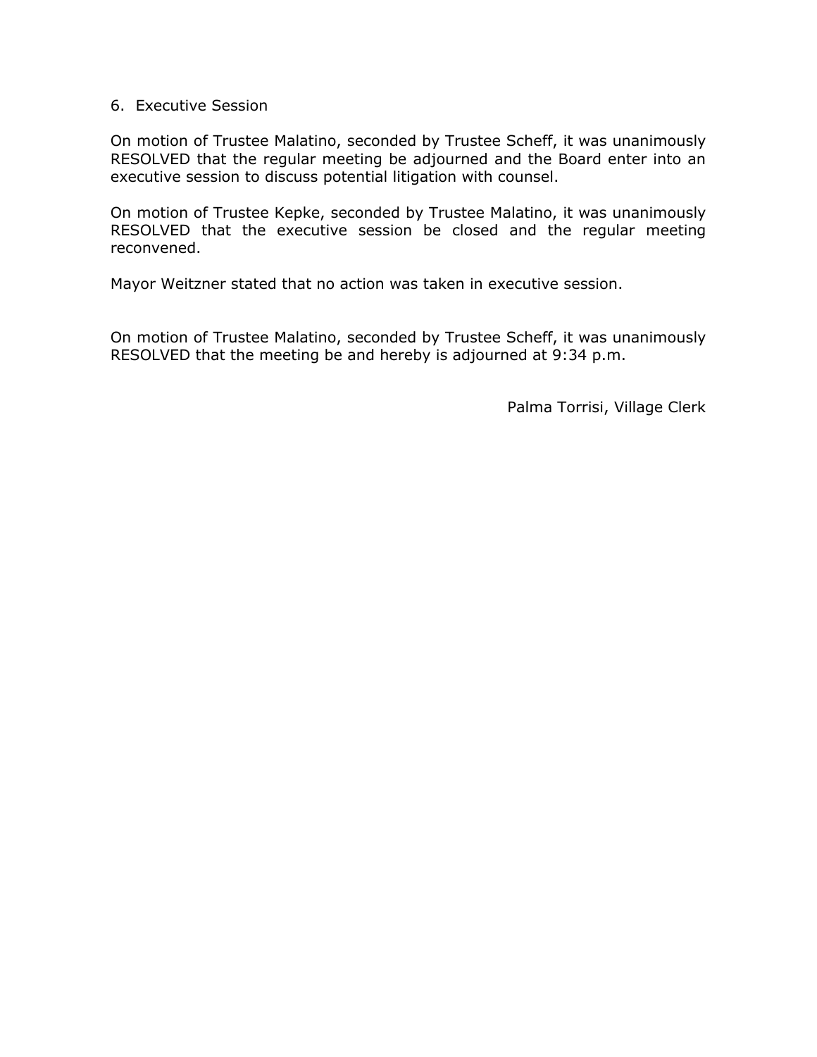6. Executive Session

On motion of Trustee Malatino, seconded by Trustee Scheff, it was unanimously RESOLVED that the regular meeting be adjourned and the Board enter into an executive session to discuss potential litigation with counsel.

On motion of Trustee Kepke, seconded by Trustee Malatino, it was unanimously RESOLVED that the executive session be closed and the regular meeting reconvened.

Mayor Weitzner stated that no action was taken in executive session.

On motion of Trustee Malatino, seconded by Trustee Scheff, it was unanimously RESOLVED that the meeting be and hereby is adjourned at 9:34 p.m.

Palma Torrisi, Village Clerk